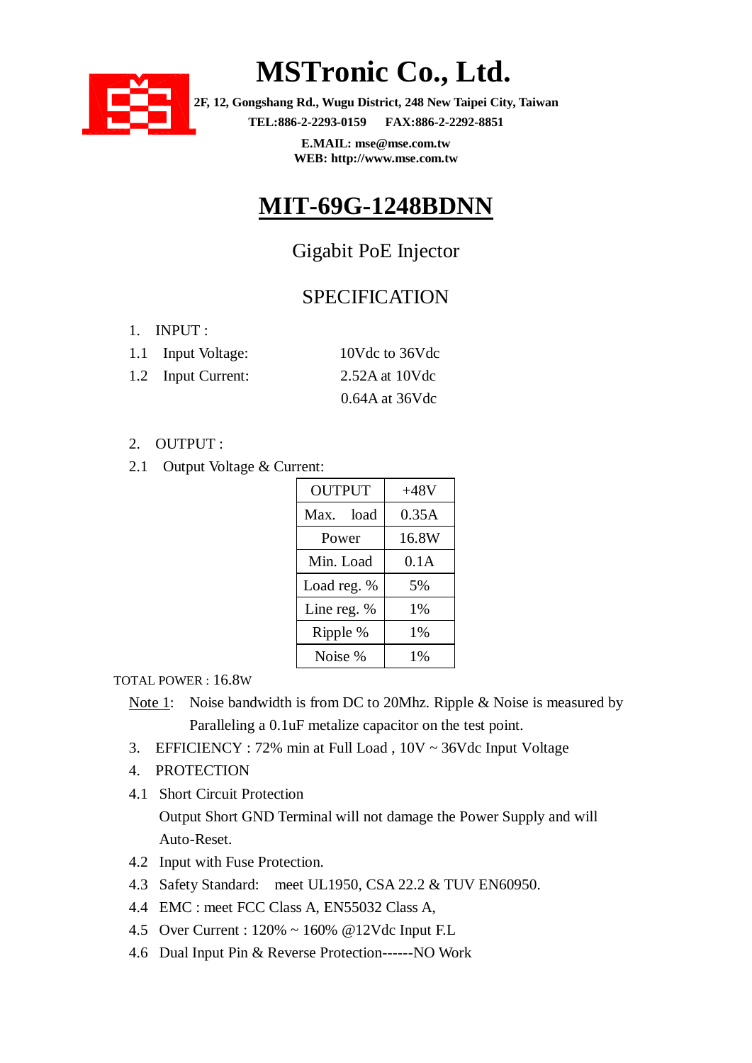# MSTronic Co., Ltd.

**2F, 12, Gongshang Rd., Wugu District, 248 New Taipei City, Taiwan**
**TEL:886-2-2293-0159 FAX:886-2-2292-8851**
**E.MAIL: mse@mse.com.tw**
**WEB: http://www.mse.com.tw**

# MIT-69G-1248BDNN

## Gigabit PoE Injector

## SPECIFICATION

1. INPUT :

1.1 Input Voltage: 10Vdc to 36Vdc

1.2 Input Current: 2.52A at 10Vdc
0.64A at 36Vdc

2. OUTPUT :

2.1 Output Voltage & Current:

| OUTPUT | +48V |
|---|---|
| Max. load | 0.35A |
| Power | 16.8W |
| Min. Load | 0.1A |
| Load reg. % | 5% |
| Line reg. % | 1% |
| Ripple % | 1% |
| Noise % | 1% |

TOTAL POWER : 16.8W

Note 1: Noise bandwidth is from DC to 20Mhz. Ripple & Noise is measured by Paralleling a 0.1uF metalize capacitor on the test point.

3. EFFICIENCY : 72% min at Full Load , 10V ~ 36Vdc Input Voltage

4. PROTECTION

4.1 Short Circuit Protection
Output Short GND Terminal will not damage the Power Supply and will Auto-Reset.

4.2 Input with Fuse Protection.

4.3 Safety Standard: meet UL1950, CSA 22.2 & TUV EN60950.

4.4 EMC : meet FCC Class A, EN55032 Class A,

4.5 Over Current : 120% ~ 160% @12Vdc Input F.L

4.6 Dual Input Pin & Reverse Protection------NO Work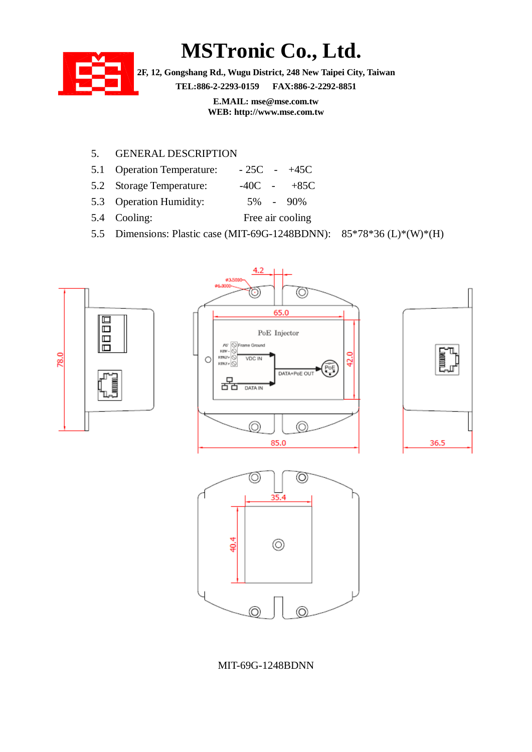# MSTronic Co., Ltd.

**2F, 12, Gongshang Rd., Wugu District, 248 New Taipei City, Taiwan**
**TEL:886-2-2293-0159 FAX:886-2-2292-8851**
**E.MAIL: mse@mse.com.tw**
**WEB: http://www.mse.com.tw**

5. GENERAL DESCRIPTION

5.1 Operation Temperature: - 25C - +45C

5.2 Storage Temperature: -40C - +85C

5.3 Operation Humidity: 5% - 90%

5.4 Cooling: Free air cooling

5.5 Dimensions: Plastic case (MIT-69G-1248BDNN): 85*78*36 (L)*(W)*(H)

MIT-69G-1248BDNN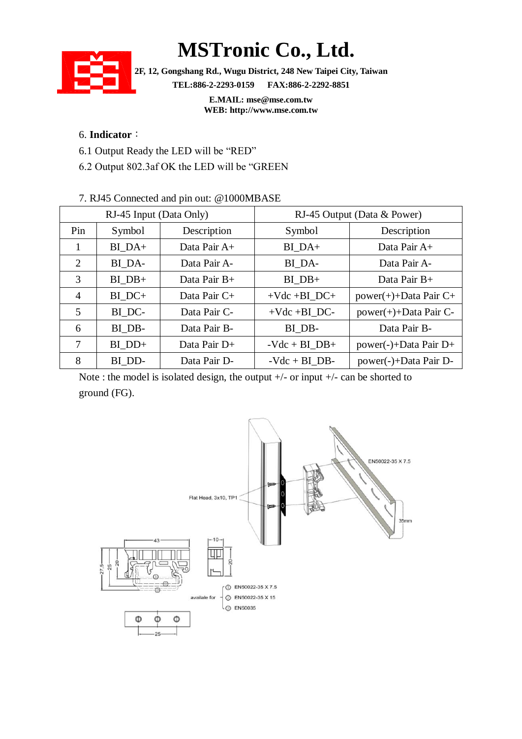6. **Indicator**：

6.1 Output Ready the LED will be “RED”

6.2 Output 802.3af OK the LED will be “GREEN

7. RJ45 Connected and pin out: @1000MBASE

| RJ-45 Input (Data Only) | | | RJ-45 Output (Data & Power) | |
|---|---|---|---|---|
| Pin | Symbol | Description | Symbol | Description |
| 1 | BI_DA+ | Data Pair A+ | BI_DA+ | Data Pair A+ |
| 2 | BI_DA- | Data Pair A- | BI_DA- | Data Pair A- |
| 3 | BI_DB+ | Data Pair B+ | BI_DB+ | Data Pair B+ |
| 4 | BI_DC+ | Data Pair C+ | +Vdc +BI_DC+ | power(+)+Data Pair C+ |
| 5 | BI_DC- | Data Pair C- | +Vdc +BI_DC- | power(+)+Data Pair C- |
| 6 | BI_DB- | Data Pair B- | BI_DB- | Data Pair B- |
| 7 | BI_DD+ | Data Pair D+ | -Vdc + BI_DB+ | power(-)+Data Pair D+ |
| 8 | BI_DD- | Data Pair D- | -Vdc + BI_DB- | power(-)+Data Pair D- |

Note : the model is isolated design, the output +/- or input +/- can be shorted to ground (FG).

Flat Head, 3x10, TP1

EN50022-35 X 7.5

35mm

43

27.5

25

20

10

20

25

availale for

① EN50022-35 X 7.5

② EN50022-35 X 15

③ EN50035